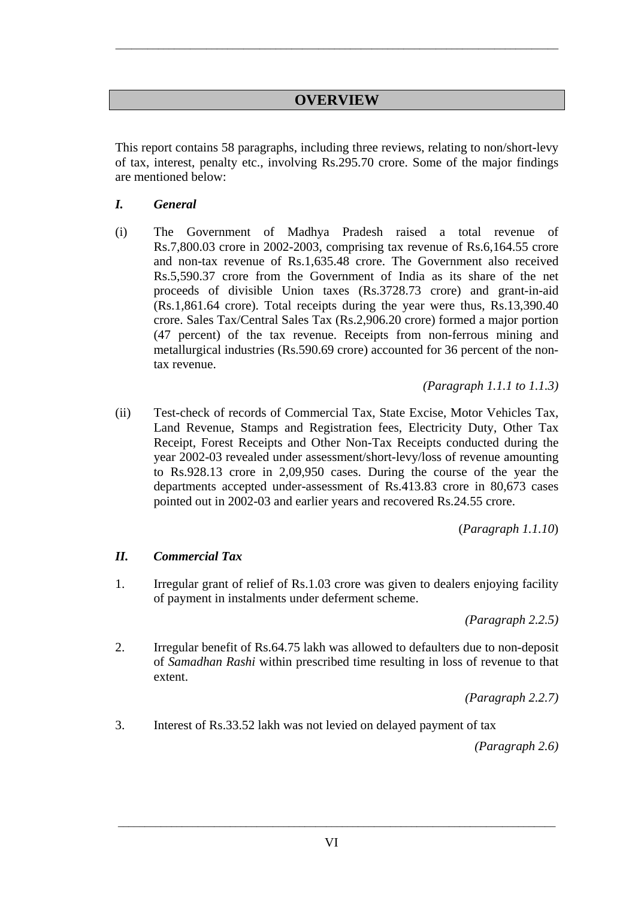# OVERVIEW

This report contains 58 paragraphs, including three reviews, relating to non/short-levy of tax, interest, penalty etc., involving Rs.295.70 crore. Some of the major findings are mentioned below:

## *I. General*

(i) The Government of Madhya Pradesh raised a total revenue of Rs.7,800.03 crore in 2002-2003, comprising tax revenue of Rs.6,164.55 crore and non-tax revenue of Rs.1,635.48 crore. The Government also received Rs.5,590.37 crore from the Government of India as its share of the net proceeds of divisible Union taxes (Rs.3728.73 crore) and grant-in-aid (Rs.1,861.64 crore). Total receipts during the year were thus, Rs.13,390.40 crore. Sales Tax/Central Sales Tax (Rs.2,906.20 crore) formed a major portion (47 percent) of the tax revenue. Receipts from non-ferrous mining and metallurgical industries (Rs.590.69 crore) accounted for 36 percent of the non-tax revenue.

*(Paragraph 1.1.1 to 1.1.3)*

(ii) Test-check of records of Commercial Tax, State Excise, Motor Vehicles Tax, Land Revenue, Stamps and Registration fees, Electricity Duty, Other Tax Receipt, Forest Receipts and Other Non-Tax Receipts conducted during the year 2002-03 revealed under assessment/short-levy/loss of revenue amounting to Rs.928.13 crore in 2,09,950 cases. During the course of the year the departments accepted under-assessment of Rs.413.83 crore in 80,673 cases pointed out in 2002-03 and earlier years and recovered Rs.24.55 crore.

(*Paragraph 1.1.10*)

## *II. Commercial Tax*

1. Irregular grant of relief of Rs.1.03 crore was given to dealers enjoying facility of payment in instalments under deferment scheme.

*(Paragraph 2.2.5)*

2. Irregular benefit of Rs.64.75 lakh was allowed to defaulters due to non-deposit of *Samadhan Rashi* within prescribed time resulting in loss of revenue to that extent.

*(Paragraph 2.2.7)*

3. Interest of Rs.33.52 lakh was not levied on delayed payment of tax

*(Paragraph 2.6)*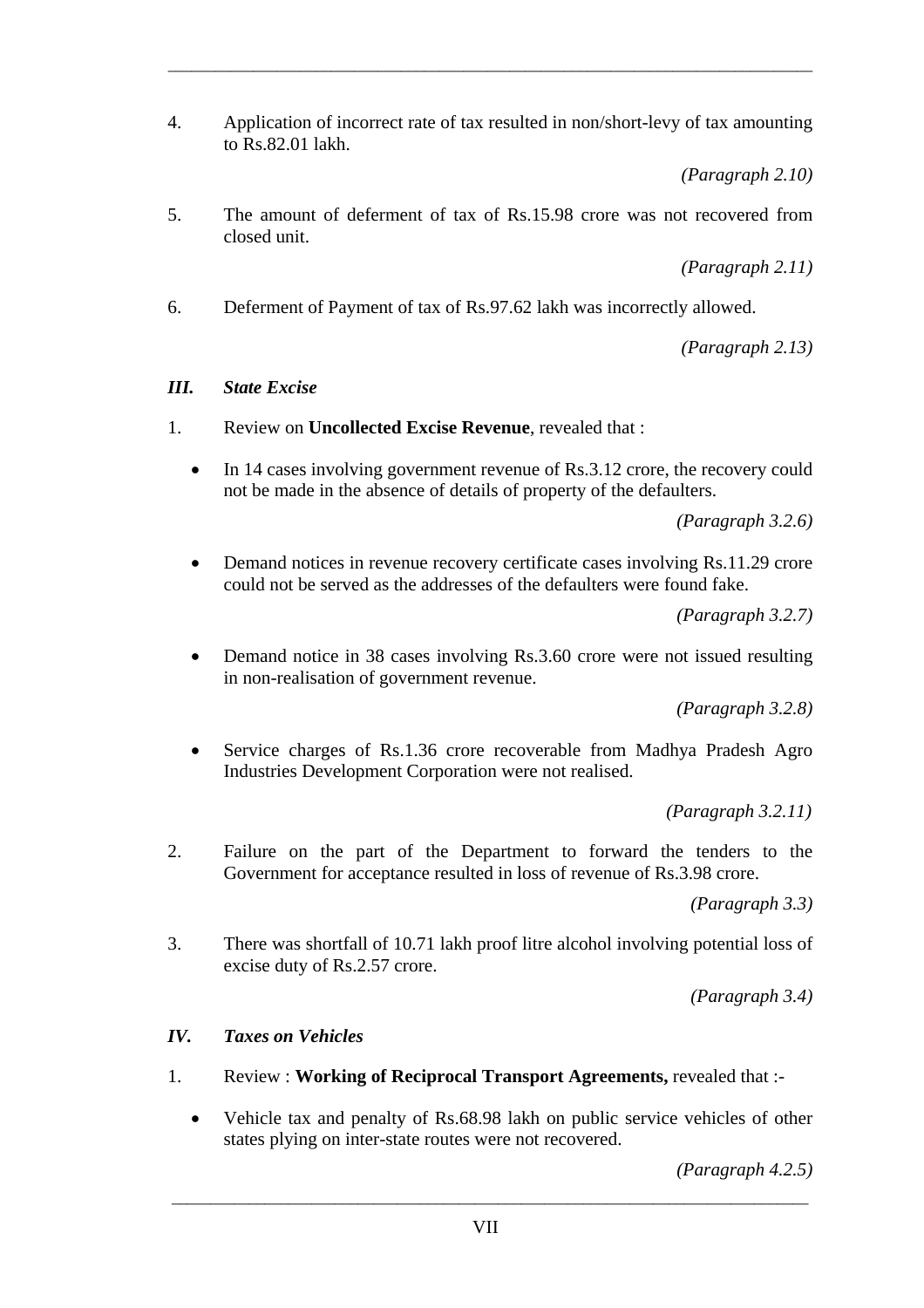4. Application of incorrect rate of tax resulted in non/short-levy of tax amounting to Rs.82.01 lakh.

   *(Paragraph 2.10)*

5. The amount of deferment of tax of Rs.15.98 crore was not recovered from closed unit.

   *(Paragraph 2.11)*

6. Deferment of Payment of tax of Rs.97.62 lakh was incorrectly allowed.

   *(Paragraph 2.13)*

### *III. State Excise*

1. Review on **Uncollected Excise Revenue**, revealed that :

   - In 14 cases involving government revenue of Rs.3.12 crore, the recovery could not be made in the absence of details of property of the defaulters.

     *(Paragraph 3.2.6)*

   - Demand notices in revenue recovery certificate cases involving Rs.11.29 crore could not be served as the addresses of the defaulters were found fake.

     *(Paragraph 3.2.7)*

   - Demand notice in 38 cases involving Rs.3.60 crore were not issued resulting in non-realisation of government revenue.

     *(Paragraph 3.2.8)*

   - Service charges of Rs.1.36 crore recoverable from Madhya Pradesh Agro Industries Development Corporation were not realised.

     *(Paragraph 3.2.11)*

2. Failure on the part of the Department to forward the tenders to the Government for acceptance resulted in loss of revenue of Rs.3.98 crore.

   *(Paragraph 3.3)*

3. There was shortfall of 10.71 lakh proof litre alcohol involving potential loss of excise duty of Rs.2.57 crore.

   *(Paragraph 3.4)*

### *IV. Taxes on Vehicles*

1. Review : **Working of Reciprocal Transport Agreements,** revealed that :-

   - Vehicle tax and penalty of Rs.68.98 lakh on public service vehicles of other states plying on inter-state routes were not recovered.

     *(Paragraph 4.2.5)*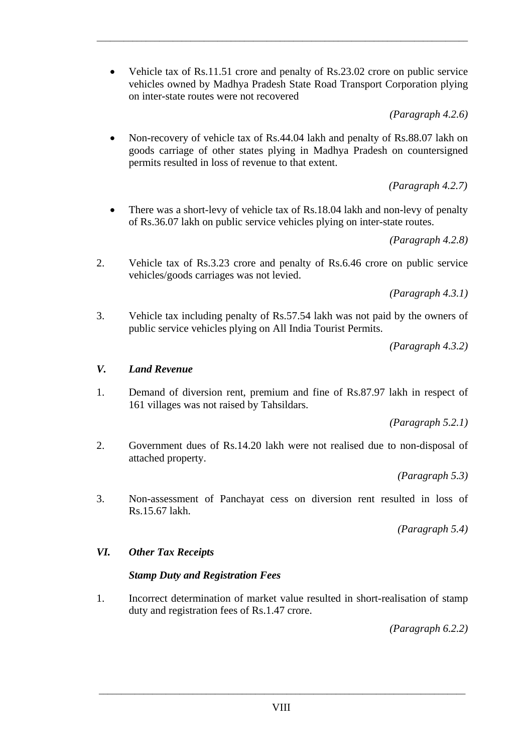- Vehicle tax of Rs.11.51 crore and penalty of Rs.23.02 crore on public service vehicles owned by Madhya Pradesh State Road Transport Corporation plying on inter-state routes were not recovered

  *(Paragraph 4.2.6)*

- Non-recovery of vehicle tax of Rs.44.04 lakh and penalty of Rs.88.07 lakh on goods carriage of other states plying in Madhya Pradesh on countersigned permits resulted in loss of revenue to that extent.

  *(Paragraph 4.2.7)*

- There was a short-levy of vehicle tax of Rs.18.04 lakh and non-levy of penalty of Rs.36.07 lakh on public service vehicles plying on inter-state routes.

  *(Paragraph 4.2.8)*

2. Vehicle tax of Rs.3.23 crore and penalty of Rs.6.46 crore on public service vehicles/goods carriages was not levied.

   *(Paragraph 4.3.1)*

3. Vehicle tax including penalty of Rs.57.54 lakh was not paid by the owners of public service vehicles plying on All India Tourist Permits.

   *(Paragraph 4.3.2)*

### *V. Land Revenue*

1. Demand of diversion rent, premium and fine of Rs.87.97 lakh in respect of 161 villages was not raised by Tahsildars.

   *(Paragraph 5.2.1)*

2. Government dues of Rs.14.20 lakh were not realised due to non-disposal of attached property.

   *(Paragraph 5.3)*

3. Non-assessment of Panchayat cess on diversion rent resulted in loss of Rs.15.67 lakh.

   *(Paragraph 5.4)*

### *VI. Other Tax Receipts*

#### *Stamp Duty and Registration Fees*

1. Incorrect determination of market value resulted in short-realisation of stamp duty and registration fees of Rs.1.47 crore.

   *(Paragraph 6.2.2)*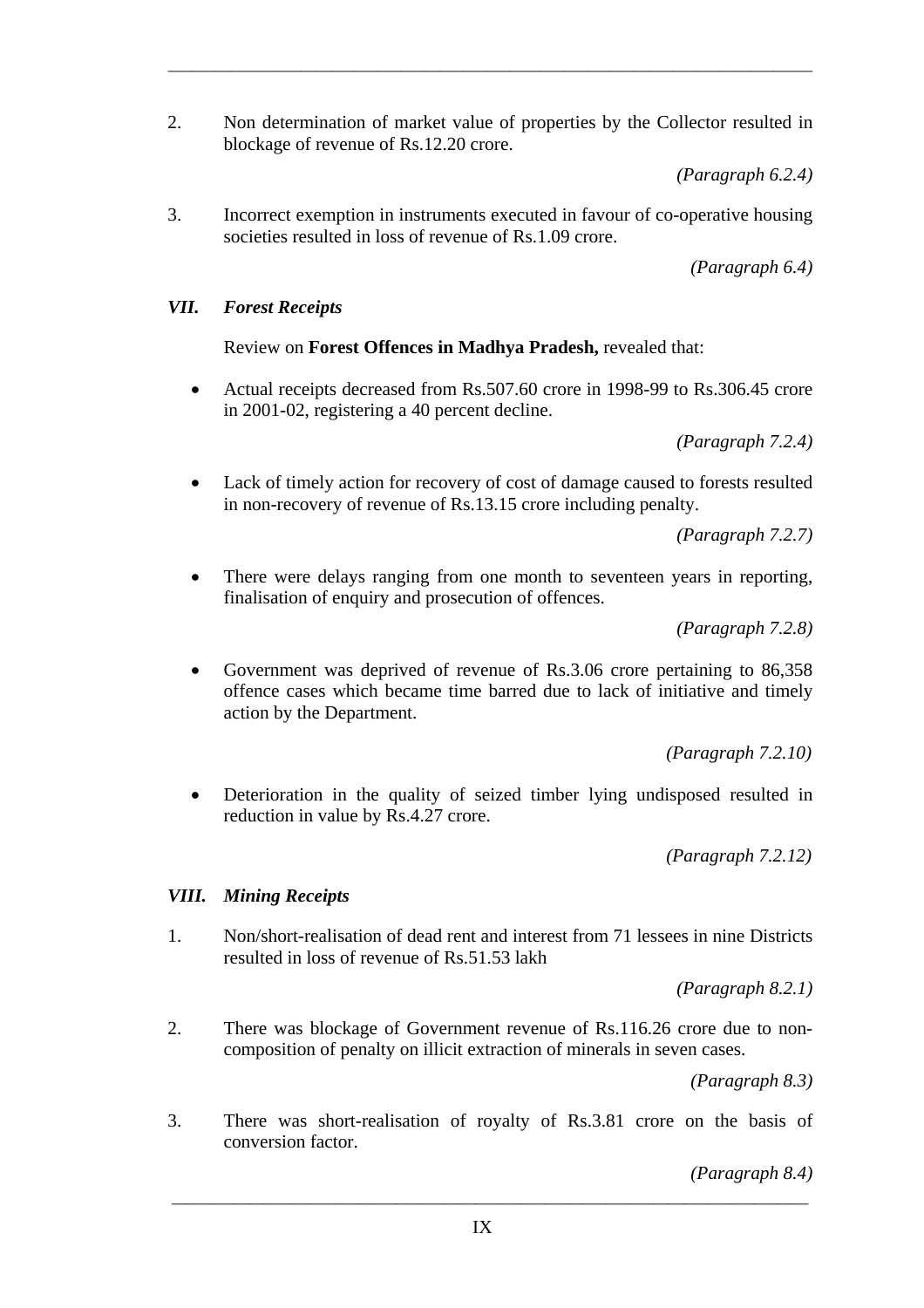2. Non determination of market value of properties by the Collector resulted in blockage of revenue of Rs.12.20 crore.

*(Paragraph 6.2.4)*

3. Incorrect exemption in instruments executed in favour of co-operative housing societies resulted in loss of revenue of Rs.1.09 crore.

*(Paragraph 6.4)*

### *VII. Forest Receipts*

Review on **Forest Offences in Madhya Pradesh,** revealed that:

- Actual receipts decreased from Rs.507.60 crore in 1998-99 to Rs.306.45 crore in 2001-02, registering a 40 percent decline.

*(Paragraph 7.2.4)*

- Lack of timely action for recovery of cost of damage caused to forests resulted in non-recovery of revenue of Rs.13.15 crore including penalty.

*(Paragraph 7.2.7)*

- There were delays ranging from one month to seventeen years in reporting, finalisation of enquiry and prosecution of offences.

*(Paragraph 7.2.8)*

- Government was deprived of revenue of Rs.3.06 crore pertaining to 86,358 offence cases which became time barred due to lack of initiative and timely action by the Department.

*(Paragraph 7.2.10)*

- Deterioration in the quality of seized timber lying undisposed resulted in reduction in value by Rs.4.27 crore.

*(Paragraph 7.2.12)*

### *VIII. Mining Receipts*

1. Non/short-realisation of dead rent and interest from 71 lessees in nine Districts resulted in loss of revenue of Rs.51.53 lakh

*(Paragraph 8.2.1)*

2. There was blockage of Government revenue of Rs.116.26 crore due to non-composition of penalty on illicit extraction of minerals in seven cases.

*(Paragraph 8.3)*

3. There was short-realisation of royalty of Rs.3.81 crore on the basis of conversion factor.

*(Paragraph 8.4)*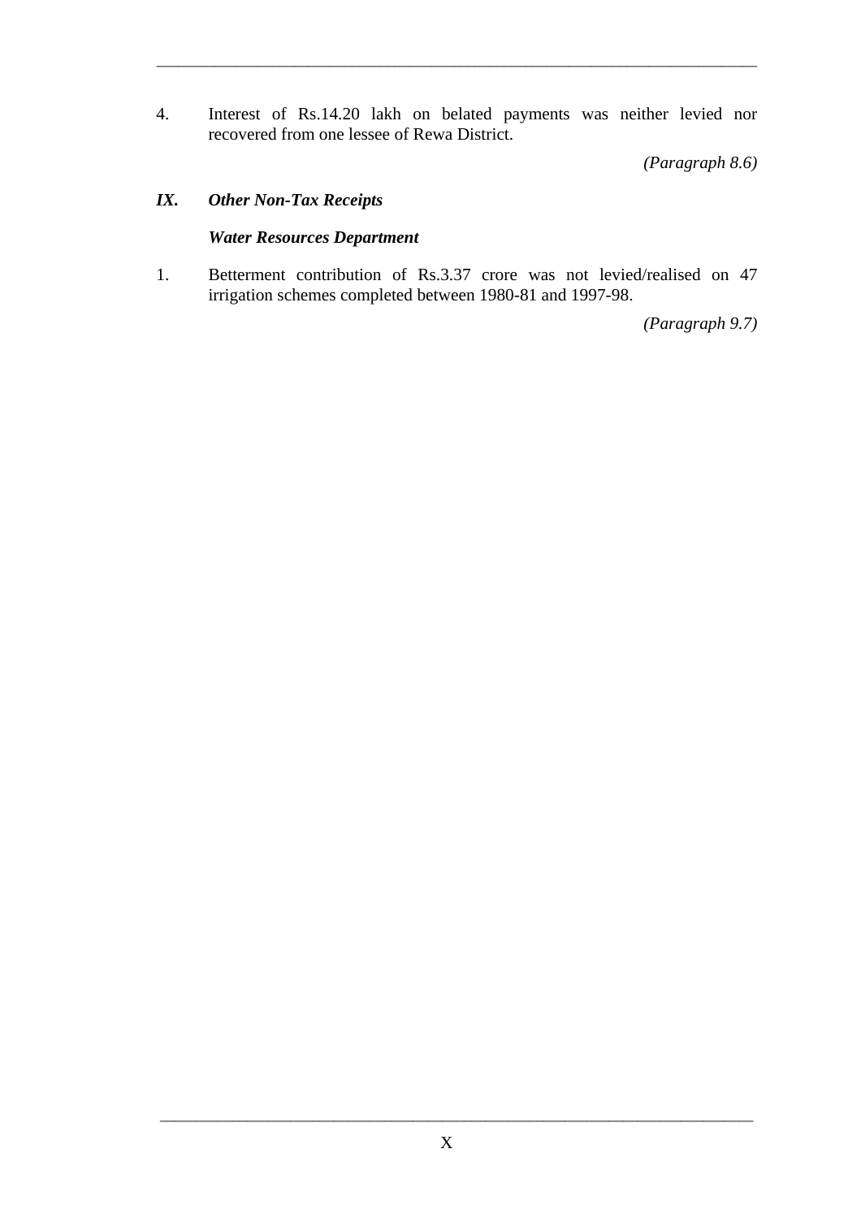4. Interest of Rs.14.20 lakh on belated payments was neither levied nor recovered from one lessee of Rewa District.

*(Paragraph 8.6)*

### *IX. Other Non-Tax Receipts*

***Water Resources Department***

1. Betterment contribution of Rs.3.37 crore was not levied/realised on 47 irrigation schemes completed between 1980-81 and 1997-98.

*(Paragraph 9.7)*